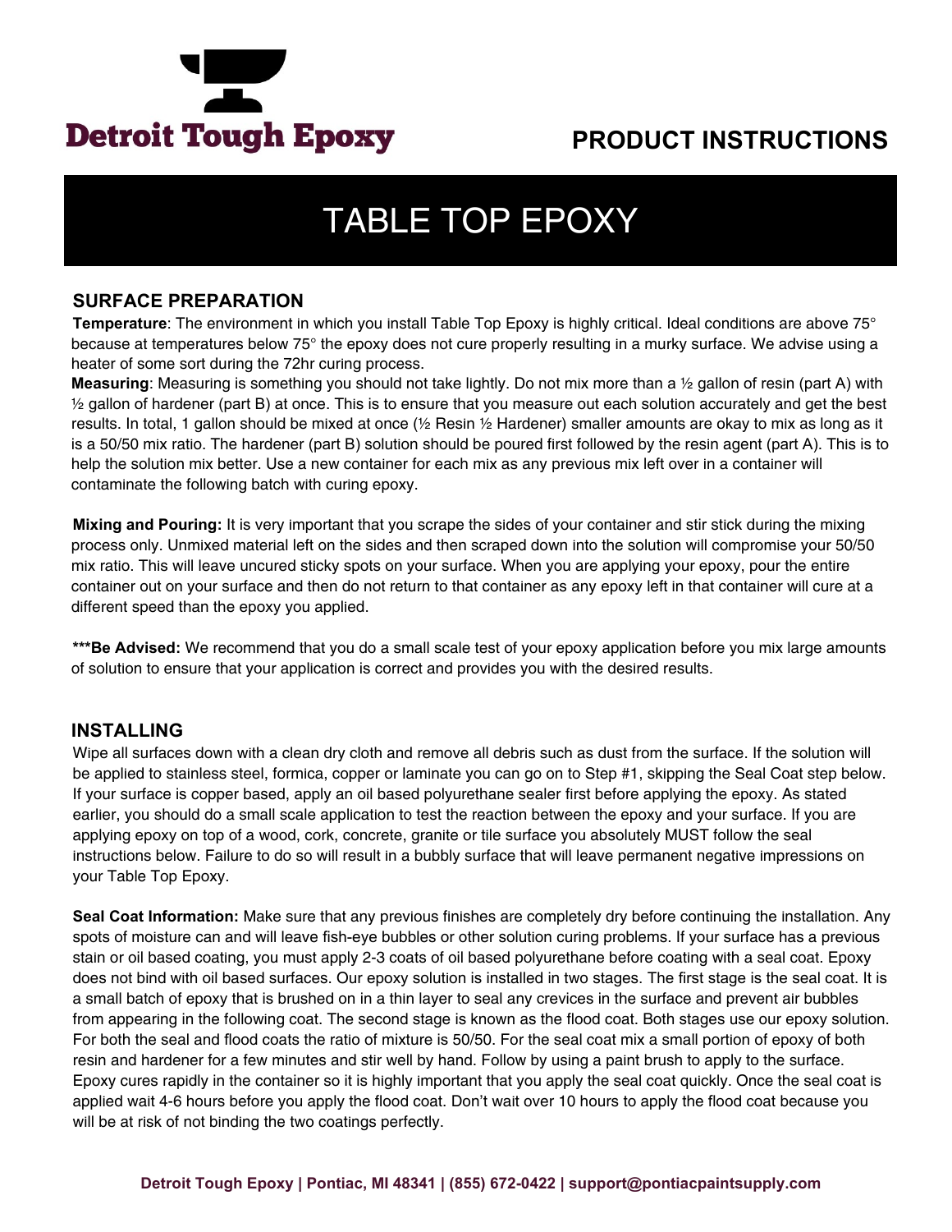Detret Tough Epoxy

**PRODUCT INSTRUCTIONS**

# TABLE TOP EPOXY

## SURFACE PREPARATION

**Temperature**: The environment in which you install Table Top Epoxy is highly critical. Ideal conditions are above 75° because at temperatures below 75° the epoxy does not cure properly resulting in a murky surface. We advise using a heater of some sort during the 72hr curing process.

**Measuring**: Measuring is something you should not take lightly. Do not mix more than a ½ gallon of resin (part A) with ½ gallon of hardener (part B) at once. This is to ensure that you measure out each solution accurately and get the best results. In total, 1 gallon should be mixed at once (½ Resin ½ Hardener) smaller amounts are okay to mix as long as it is a 50/50 mix ratio. The hardener (part B) solution should be poured first followed by the resin agent (part A). This is to help the solution mix better. Use a new container for each mix as any previous mix left over in a container will contaminate the following batch with curing epoxy.

**Mixing and Pouring:** It is very important that you scrape the sides of your container and stir stick during the mixing process only. Unmixed material left on the sides and then scraped down into the solution will compromise your 50/50 mix ratio. This will leave uncured sticky spots on your surface. When you are applying your epoxy, pour the entire container out on your surface and then do not return to that container as any epoxy left in that container will cure at a different speed than the epoxy you applied.

**\*\*\*Be Advised:** We recommend that you do a small scale test of your epoxy application before you mix large amounts of solution to ensure that your application is correct and provides you with the desired results.

## INSTALLING

Wipe all surfaces down with a clean dry cloth and remove all debris such as dust from the surface. If the solution will be applied to stainless steel, formica, copper or laminate you can go on to Step #1, skipping the Seal Coat step below. If your surface is copper based, apply an oil based polyurethane sealer first before applying the epoxy. As stated earlier, you should do a small scale application to test the reaction between the epoxy and your surface. If you are applying epoxy on top of a wood, cork, concrete, granite or tile surface you absolutely MUST follow the seal instructions below. Failure to do so will result in a bubbly surface that will leave permanent negative impressions on your Table Top Epoxy.

**Seal Coat Information:** Make sure that any previous finishes are completely dry before continuing the installation. Any spots of moisture can and will leave fish-eye bubbles or other solution curing problems. If your surface has a previous stain or oil based coating, you must apply 2-3 coats of oil based polyurethane before coating with a seal coat. Epoxy does not bind with oil based surfaces. Our epoxy solution is installed in two stages. The first stage is the seal coat. It is a small batch of epoxy that is brushed on in a thin layer to seal any crevices in the surface and prevent air bubbles from appearing in the following coat. The second stage is known as the flood coat. Both stages use our epoxy solution. For both the seal and flood coats the ratio of mixture is 50/50. For the seal coat mix a small portion of epoxy of both resin and hardener for a few minutes and stir well by hand. Follow by using a paint brush to apply to the surface. Epoxy cures rapidly in the container so it is highly important that you apply the seal coat quickly. Once the seal coat is applied wait 4-6 hours before you apply the flood coat. Don't wait over 10 hours to apply the flood coat because you will be at risk of not binding the two coatings perfectly.

**Detroit Tough Epoxy | Pontiac, MI 48341 | (855) 672-0422 | support@pontiacpaintsupply.com**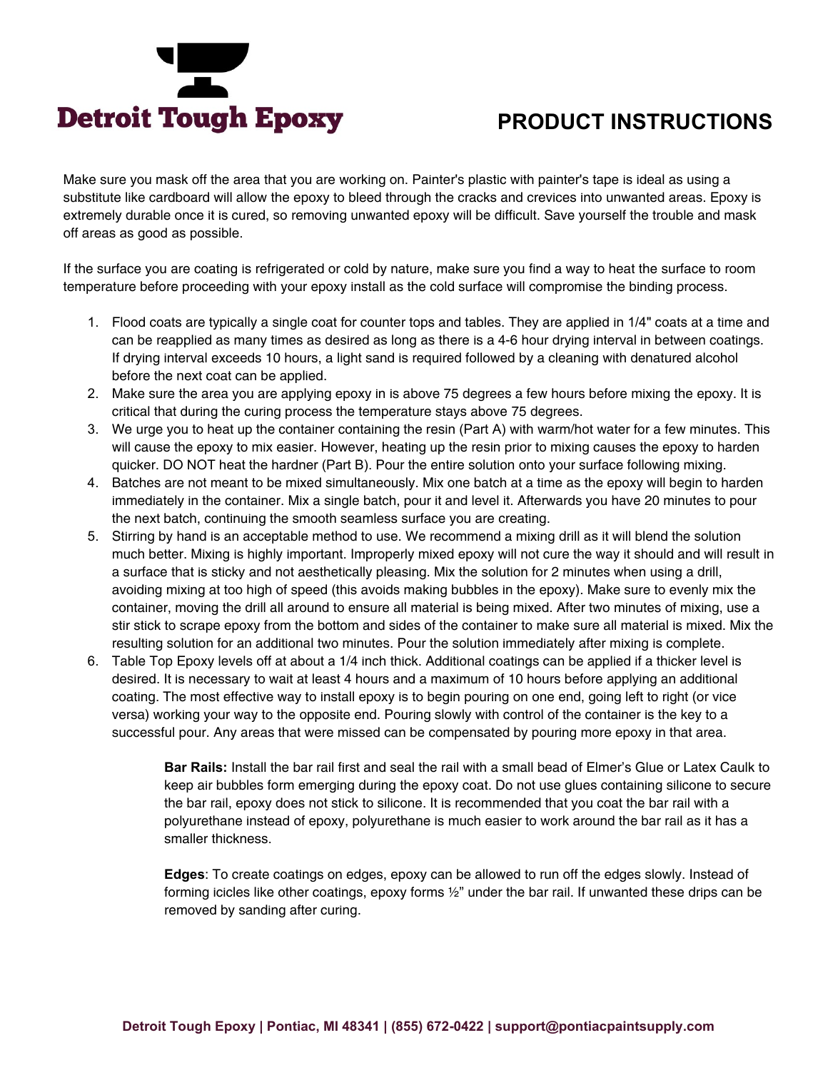# Detroit Tough Epoxy

## PRODUCT INSTRUCTIONS

Make sure you mask off the area that you are working on. Painter's plastic with painter's tape is ideal as using a substitute like cardboard will allow the epoxy to bleed through the cracks and crevices into unwanted areas. Epoxy is extremely durable once it is cured, so removing unwanted epoxy will be difficult. Save yourself the trouble and mask off areas as good as possible.

If the surface you are coating is refrigerated or cold by nature, make sure you find a way to heat the surface to room temperature before proceeding with your epoxy install as the cold surface will compromise the binding process.

1. Flood coats are typically a single coat for counter tops and tables. They are applied in 1/4" coats at a time and can be reapplied as many times as desired as long as there is a 4-6 hour drying interval in between coatings. If drying interval exceeds 10 hours, a light sand is required followed by a cleaning with denatured alcohol before the next coat can be applied.
2. Make sure the area you are applying epoxy in is above 75 degrees a few hours before mixing the epoxy. It is critical that during the curing process the temperature stays above 75 degrees.
3. We urge you to heat up the container containing the resin (Part A) with warm/hot water for a few minutes. This will cause the epoxy to mix easier. However, heating up the resin prior to mixing causes the epoxy to harden quicker. DO NOT heat the hardner (Part B). Pour the entire solution onto your surface following mixing.
4. Batches are not meant to be mixed simultaneously. Mix one batch at a time as the epoxy will begin to harden immediately in the container. Mix a single batch, pour it and level it. Afterwards you have 20 minutes to pour the next batch, continuing the smooth seamless surface you are creating.
5. Stirring by hand is an acceptable method to use. We recommend a mixing drill as it will blend the solution much better. Mixing is highly important. Improperly mixed epoxy will not cure the way it should and will result in a surface that is sticky and not aesthetically pleasing. Mix the solution for 2 minutes when using a drill, avoiding mixing at too high of speed (this avoids making bubbles in the epoxy). Make sure to evenly mix the container, moving the drill all around to ensure all material is being mixed. After two minutes of mixing, use a stir stick to scrape epoxy from the bottom and sides of the container to make sure all material is mixed. Mix the resulting solution for an additional two minutes. Pour the solution immediately after mixing is complete.
6. Table Top Epoxy levels off at about a 1/4 inch thick. Additional coatings can be applied if a thicker level is desired. It is necessary to wait at least 4 hours and a maximum of 10 hours before applying an additional coating. The most effective way to install epoxy is to begin pouring on one end, going left to right (or vice versa) working your way to the opposite end. Pouring slowly with control of the container is the key to a successful pour. Any areas that were missed can be compensated by pouring more epoxy in that area.

**Bar Rails:** Install the bar rail first and seal the rail with a small bead of Elmer's Glue or Latex Caulk to keep air bubbles form emerging during the epoxy coat. Do not use glues containing silicone to secure the bar rail, epoxy does not stick to silicone. It is recommended that you coat the bar rail with a polyurethane instead of epoxy, polyurethane is much easier to work around the bar rail as it has a smaller thickness.

**Edges**: To create coatings on edges, epoxy can be allowed to run off the edges slowly. Instead of forming icicles like other coatings, epoxy forms ½" under the bar rail. If unwanted these drips can be removed by sanding after curing.

**Detroit Tough Epoxy | Pontiac, MI 48341 | (855) 672-0422 | support@pontiacpaintsupply.com**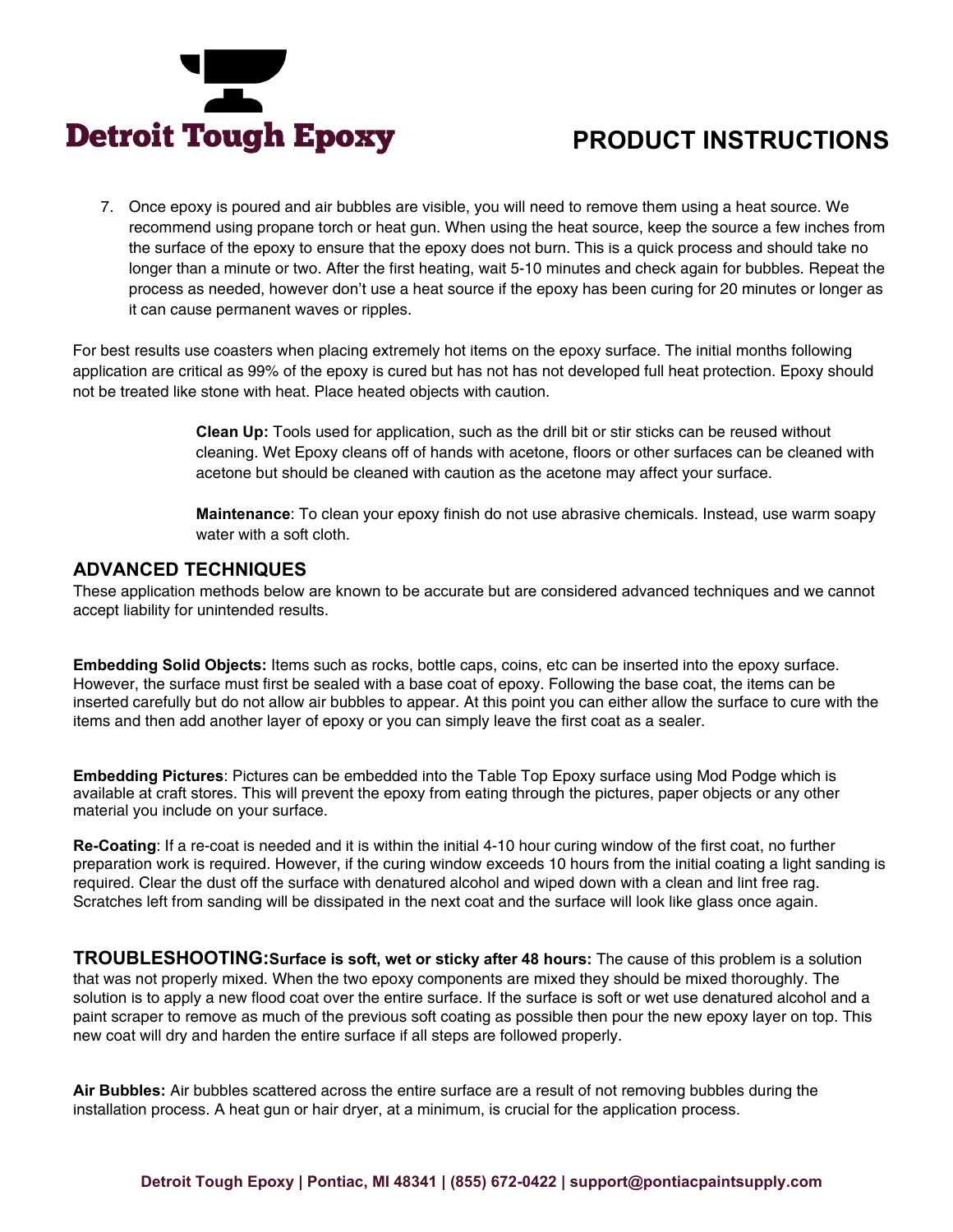7. Once epoxy is poured and air bubbles are visible, you will need to remove them using a heat source. We recommend using propane torch or heat gun. When using the heat source, keep the source a few inches from the surface of the epoxy to ensure that the epoxy does not burn. This is a quick process and should take no longer than a minute or two. After the first heating, wait 5-10 minutes and check again for bubbles. Repeat the process as needed, however don't use a heat source if the epoxy has been curing for 20 minutes or longer as it can cause permanent waves or ripples.

For best results use coasters when placing extremely hot items on the epoxy surface. The initial months following application are critical as 99% of the epoxy is cured but has not has not developed full heat protection. Epoxy should not be treated like stone with heat. Place heated objects with caution.

**Clean Up:** Tools used for application, such as the drill bit or stir sticks can be reused without cleaning. Wet Epoxy cleans off of hands with acetone, floors or other surfaces can be cleaned with acetone but should be cleaned with caution as the acetone may affect your surface.

**Maintenance**: To clean your epoxy finish do not use abrasive chemicals. Instead, use warm soapy water with a soft cloth.

## ADVANCED TECHNIQUES

These application methods below are known to be accurate but are considered advanced techniques and we cannot accept liability for unintended results.

**Embedding Solid Objects:** Items such as rocks, bottle caps, coins, etc can be inserted into the epoxy surface. However, the surface must first be sealed with a base coat of epoxy. Following the base coat, the items can be inserted carefully but do not allow air bubbles to appear. At this point you can either allow the surface to cure with the items and then add another layer of epoxy or you can simply leave the first coat as a sealer.

**Embedding Pictures**: Pictures can be embedded into the Table Top Epoxy surface using Mod Podge which is available at craft stores. This will prevent the epoxy from eating through the pictures, paper objects or any other material you include on your surface.

**Re-Coating**: If a re-coat is needed and it is within the initial 4-10 hour curing window of the first coat, no further preparation work is required. However, if the curing window exceeds 10 hours from the initial coating a light sanding is required. Clear the dust off the surface with denatured alcohol and wiped down with a clean and lint free rag. Scratches left from sanding will be dissipated in the next coat and the surface will look like glass once again.

## TROUBLESHOOTING:

**Surface is soft, wet or sticky after 48 hours:** The cause of this problem is a solution that was not properly mixed. When the two epoxy components are mixed they should be mixed thoroughly. The solution is to apply a new flood coat over the entire surface. If the surface is soft or wet use denatured alcohol and a paint scraper to remove as much of the previous soft coating as possible then pour the new epoxy layer on top. This new coat will dry and harden the entire surface if all steps are followed properly.

**Air Bubbles:** Air bubbles scattered across the entire surface are a result of not removing bubbles during the installation process. A heat gun or hair dryer, at a minimum, is crucial for the application process.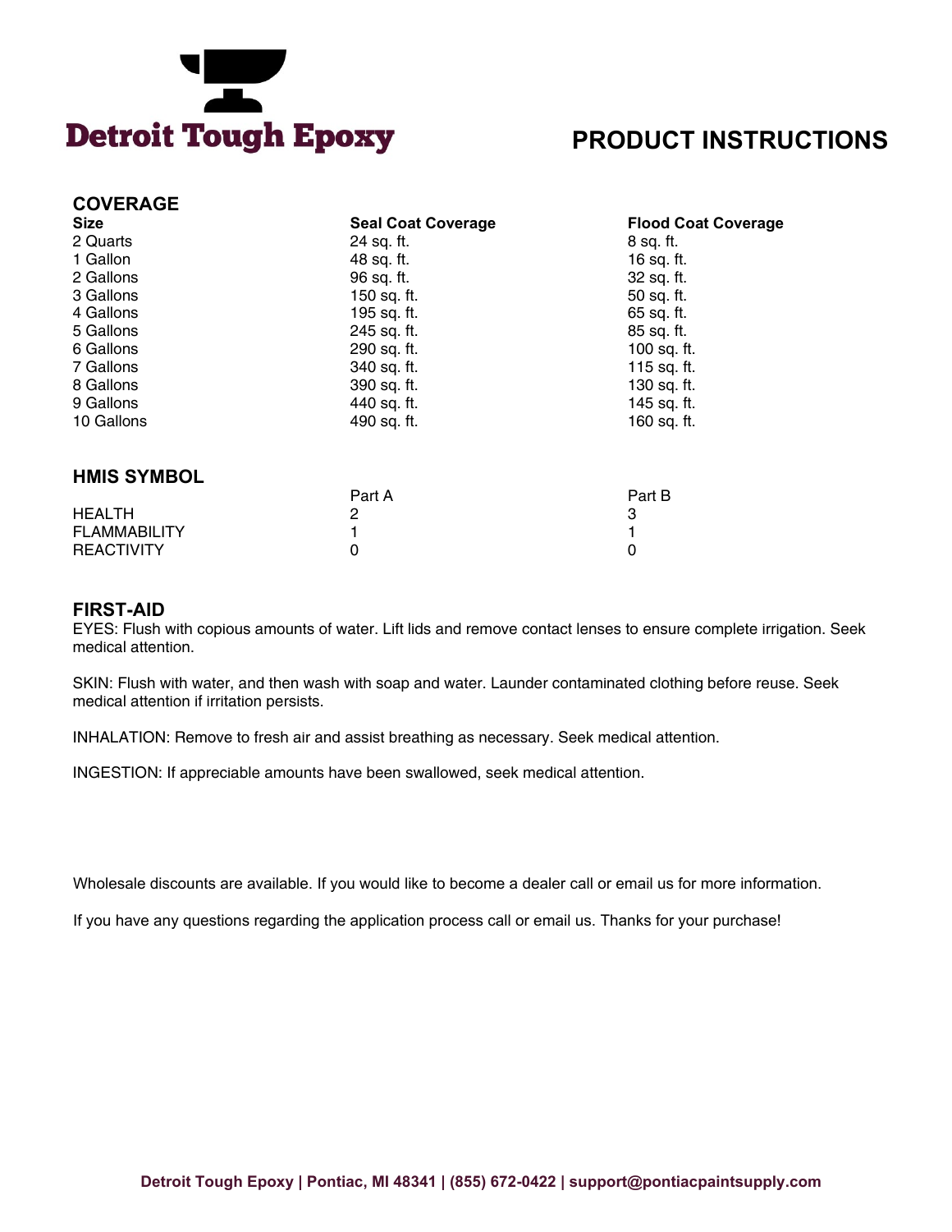# Detroit Tough Epoxy

# PRODUCT INSTRUCTIONS

## COVERAGE

| Size | Seal Coat Coverage | Flood Coat Coverage |
| --- | --- | --- |
| 2 Quarts | 24 sq. ft. | 8 sq. ft. |
| 1 Gallon | 48 sq. ft. | 16 sq. ft. |
| 2 Gallons | 96 sq. ft. | 32 sq. ft. |
| 3 Gallons | 150 sq. ft. | 50 sq. ft. |
| 4 Gallons | 195 sq. ft. | 65 sq. ft. |
| 5 Gallons | 245 sq. ft. | 85 sq. ft. |
| 6 Gallons | 290 sq. ft. | 100 sq. ft. |
| 7 Gallons | 340 sq. ft. | 115 sq. ft. |
| 8 Gallons | 390 sq. ft. | 130 sq. ft. |
| 9 Gallons | 440 sq. ft. | 145 sq. ft. |
| 10 Gallons | 490 sq. ft. | 160 sq. ft. |

## HMIS SYMBOL

| | Part A | Part B |
| --- | --- | --- |
| HEALTH | 2 | 3 |
| FLAMMABILITY | 1 | 1 |
| REACTIVITY | 0 | 0 |

## FIRST-AID

EYES: Flush with copious amounts of water. Lift lids and remove contact lenses to ensure complete irrigation. Seek medical attention.

SKIN: Flush with water, and then wash with soap and water. Launder contaminated clothing before reuse. Seek medical attention if irritation persists.

INHALATION: Remove to fresh air and assist breathing as necessary. Seek medical attention.

INGESTION: If appreciable amounts have been swallowed, seek medical attention.

Wholesale discounts are available. If you would like to become a dealer call or email us for more information.

If you have any questions regarding the application process call or email us. Thanks for your purchase!

**Detroit Tough Epoxy | Pontiac, MI 48341 | (855) 672-0422 | support@pontiacpaintsupply.com**